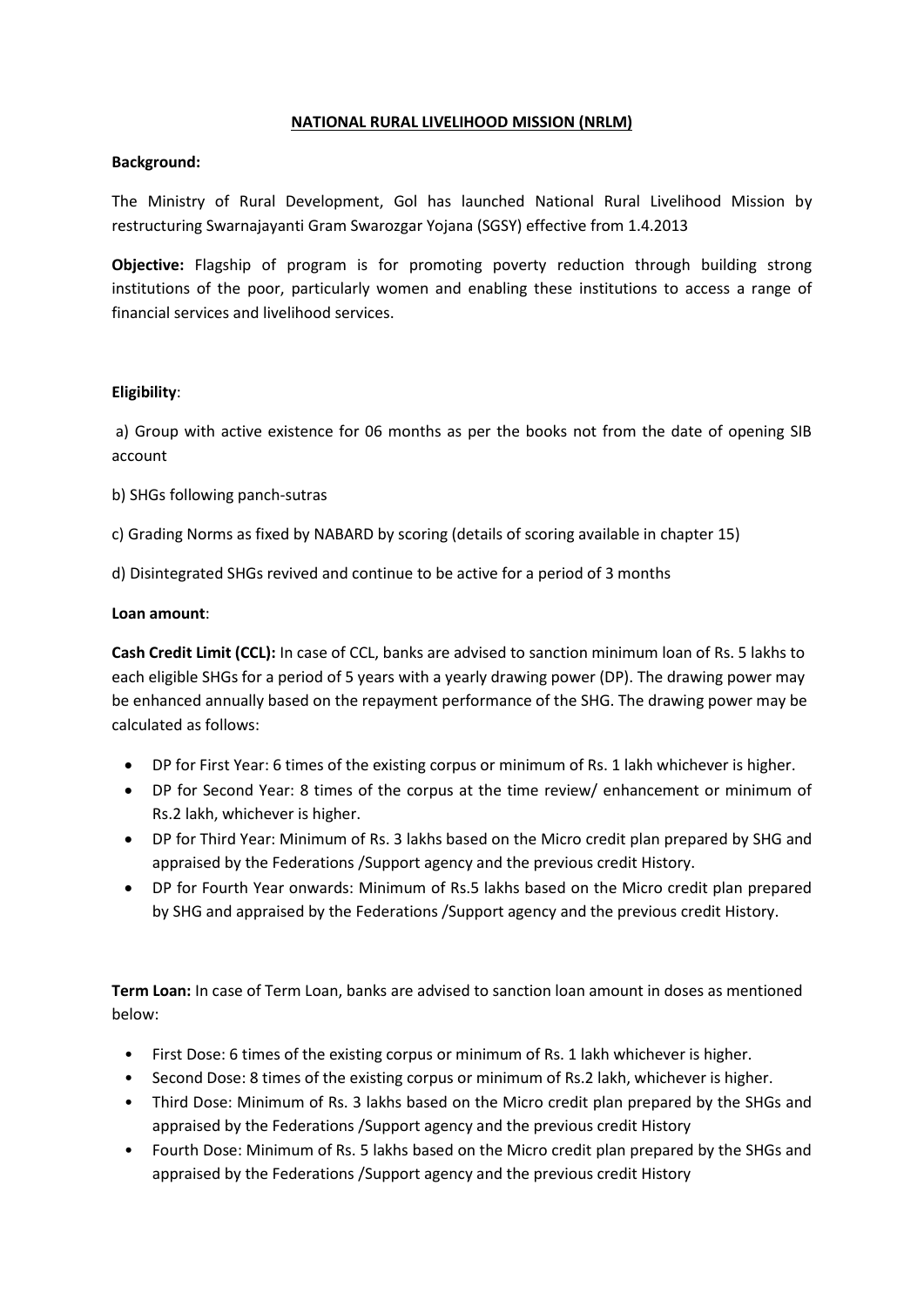# NATIONAL RURAL LIVELIHOOD MISSION (NRLM)

**Background:**

The Ministry of Rural Development, GoI has launched National Rural Livelihood Mission by restructuring Swarnajayanti Gram Swarozgar Yojana (SGSY) effective from 1.4.2013

**Objective:** Flagship of program is for promoting poverty reduction through building strong institutions of the poor, particularly women and enabling these institutions to access a range of financial services and livelihood services.

**Eligibility**:

a) Group with active existence for 06 months as per the books not from the date of opening SIB account

b) SHGs following panch-sutras

c) Grading Norms as fixed by NABARD by scoring (details of scoring available in chapter 15)

d) Disintegrated SHGs revived and continue to be active for a period of 3 months

**Loan amount**:

**Cash Credit Limit (CCL):** In case of CCL, banks are advised to sanction minimum loan of Rs. 5 lakhs to each eligible SHGs for a period of 5 years with a yearly drawing power (DP). The drawing power may be enhanced annually based on the repayment performance of the SHG. The drawing power may be calculated as follows:

- DP for First Year: 6 times of the existing corpus or minimum of Rs. 1 lakh whichever is higher.
- DP for Second Year: 8 times of the corpus at the time review/ enhancement or minimum of Rs.2 lakh, whichever is higher.
- DP for Third Year: Minimum of Rs. 3 lakhs based on the Micro credit plan prepared by SHG and appraised by the Federations /Support agency and the previous credit History.
- DP for Fourth Year onwards: Minimum of Rs.5 lakhs based on the Micro credit plan prepared by SHG and appraised by the Federations /Support agency and the previous credit History.

**Term Loan:** In case of Term Loan, banks are advised to sanction loan amount in doses as mentioned below:

- First Dose: 6 times of the existing corpus or minimum of Rs. 1 lakh whichever is higher.
- Second Dose: 8 times of the existing corpus or minimum of Rs.2 lakh, whichever is higher.
- Third Dose: Minimum of Rs. 3 lakhs based on the Micro credit plan prepared by the SHGs and appraised by the Federations /Support agency and the previous credit History
- Fourth Dose: Minimum of Rs. 5 lakhs based on the Micro credit plan prepared by the SHGs and appraised by the Federations /Support agency and the previous credit History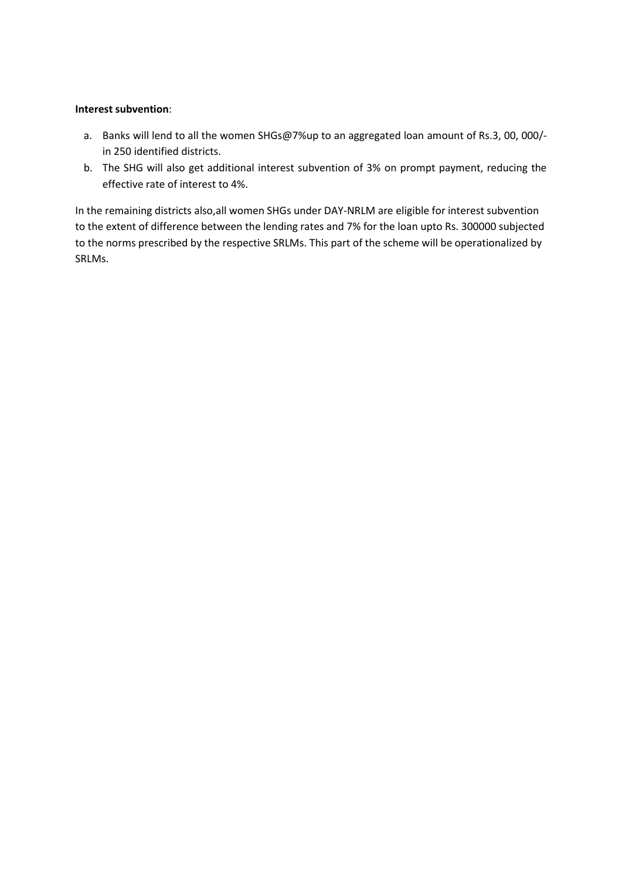**Interest subvention**:

a. Banks will lend to all the women SHGs@7%up to an aggregated loan amount of Rs.3, 00, 000/- in 250 identified districts.
b. The SHG will also get additional interest subvention of 3% on prompt payment, reducing the effective rate of interest to 4%.

In the remaining districts also,all women SHGs under DAY-NRLM are eligible for interest subvention to the extent of difference between the lending rates and 7% for the loan upto Rs. 300000 subjected to the norms prescribed by the respective SRLMs. This part of the scheme will be operationalized by SRLMs.